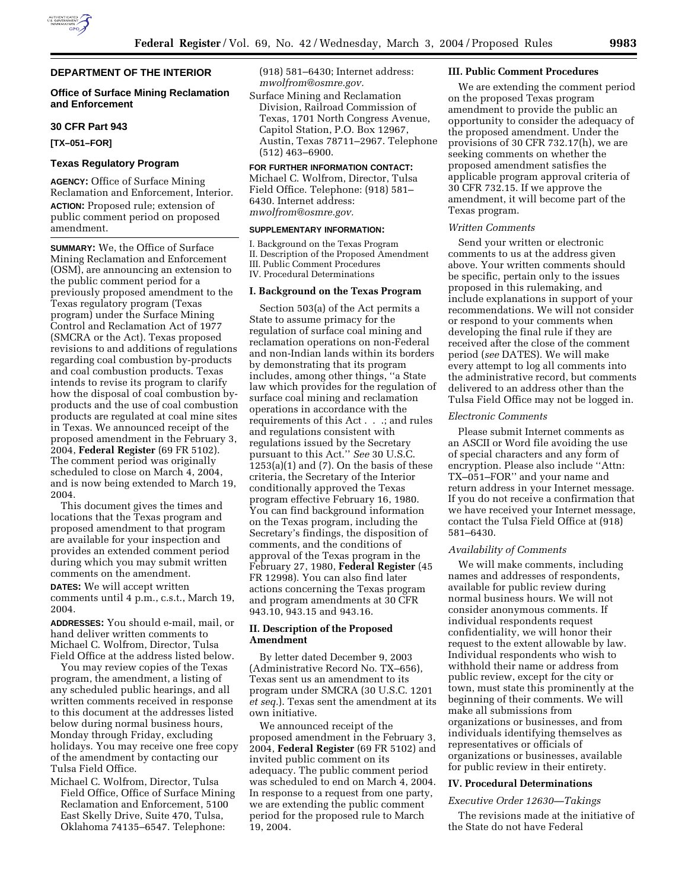**DEPARTMENT OF THE INTERIOR**

**Office of Surface Mining Reclamation and Enforcement**

**30 CFR Part 943**

**[TX–051–FOR]**

**Texas Regulatory Program**

**AGENCY:** Office of Surface Mining Reclamation and Enforcement, Interior.

**ACTION:** Proposed rule; extension of public comment period on proposed amendment.

**SUMMARY:** We, the Office of Surface Mining Reclamation and Enforcement (OSM), are announcing an extension to the public comment period for a previously proposed amendment to the Texas regulatory program (Texas program) under the Surface Mining Control and Reclamation Act of 1977 (SMCRA or the Act). Texas proposed revisions to and additions of regulations regarding coal combustion by-products and coal combustion products. Texas intends to revise its program to clarify how the disposal of coal combustion by-products and the use of coal combustion products are regulated at coal mine sites in Texas. We announced receipt of the proposed amendment in the February 3, 2004, **Federal Register** (69 FR 5102). The comment period was originally scheduled to close on March 4, 2004, and is now being extended to March 19, 2004.

This document gives the times and locations that the Texas program and proposed amendment to that program are available for your inspection and provides an extended comment period during which you may submit written comments on the amendment.

**DATES:** We will accept written comments until 4 p.m., c.s.t., March 19, 2004.

**ADDRESSES:** You should e-mail, mail, or hand deliver written comments to Michael C. Wolfrom, Director, Tulsa Field Office at the address listed below.

You may review copies of the Texas program, the amendment, a listing of any scheduled public hearings, and all written comments received in response to this document at the addresses listed below during normal business hours, Monday through Friday, excluding holidays. You may receive one free copy of the amendment by contacting our Tulsa Field Office.

Michael C. Wolfrom, Director, Tulsa Field Office, Office of Surface Mining Reclamation and Enforcement, 5100 East Skelly Drive, Suite 470, Tulsa, Oklahoma 74135–6547. Telephone: (918) 581–6430; Internet address: *mwolfrom@osmre.gov.*

Surface Mining and Reclamation Division, Railroad Commission of Texas, 1701 North Congress Avenue, Capitol Station, P.O. Box 12967, Austin, Texas 78711–2967. Telephone (512) 463–6900.

**FOR FURTHER INFORMATION CONTACT:** Michael C. Wolfrom, Director, Tulsa Field Office. Telephone: (918) 581–6430. Internet address: *mwolfrom@osmre.gov*.

**SUPPLEMENTARY INFORMATION:**

I. Background on the Texas Program
II. Description of the Proposed Amendment
III. Public Comment Procedures
IV. Procedural Determinations

## I. Background on the Texas Program

Section 503(a) of the Act permits a State to assume primacy for the regulation of surface coal mining and reclamation operations on non-Federal and non-Indian lands within its borders by demonstrating that its program includes, among other things, "a State law which provides for the regulation of surface coal mining and reclamation operations in accordance with the requirements of this Act . . .; and rules and regulations consistent with regulations issued by the Secretary pursuant to this Act." *See* 30 U.S.C. 1253(a)(1) and (7). On the basis of these criteria, the Secretary of the Interior conditionally approved the Texas program effective February 16, 1980. You can find background information on the Texas program, including the Secretary's findings, the disposition of comments, and the conditions of approval of the Texas program in the February 27, 1980, **Federal Register** (45 FR 12998). You can also find later actions concerning the Texas program and program amendments at 30 CFR 943.10, 943.15 and 943.16.

## II. Description of the Proposed Amendment

By letter dated December 9, 2003 (Administrative Record No. TX–656), Texas sent us an amendment to its program under SMCRA (30 U.S.C. 1201 *et seq.*). Texas sent the amendment at its own initiative.

We announced receipt of the proposed amendment in the February 3, 2004, **Federal Register** (69 FR 5102) and invited public comment on its adequacy. The public comment period was scheduled to end on March 4, 2004. In response to a request from one party, we are extending the public comment period for the proposed rule to March 19, 2004.

## III. Public Comment Procedures

We are extending the comment period on the proposed Texas program amendment to provide the public an opportunity to consider the adequacy of the proposed amendment. Under the provisions of 30 CFR 732.17(h), we are seeking comments on whether the proposed amendment satisfies the applicable program approval criteria of 30 CFR 732.15. If we approve the amendment, it will become part of the Texas program.

### *Written Comments*

Send your written or electronic comments to us at the address given above. Your written comments should be specific, pertain only to the issues proposed in this rulemaking, and include explanations in support of your recommendations. We will not consider or respond to your comments when developing the final rule if they are received after the close of the comment period (*see* DATES). We will make every attempt to log all comments into the administrative record, but comments delivered to an address other than the Tulsa Field Office may not be logged in.

### *Electronic Comments*

Please submit Internet comments as an ASCII or Word file avoiding the use of special characters and any form of encryption. Please also include "Attn: TX–051–FOR" and your name and return address in your Internet message. If you do not receive a confirmation that we have received your Internet message, contact the Tulsa Field Office at (918) 581–6430.

### *Availability of Comments*

We will make comments, including names and addresses of respondents, available for public review during normal business hours. We will not consider anonymous comments. If individual respondents request confidentiality, we will honor their request to the extent allowable by law. Individual respondents who wish to withhold their name or address from public review, except for the city or town, must state this prominently at the beginning of their comments. We will make all submissions from organizations or businesses, and from individuals identifying themselves as representatives or officials of organizations or businesses, available for public review in their entirety.

## IV. Procedural Determinations

### *Executive Order 12630—Takings*

The revisions made at the initiative of the State do not have Federal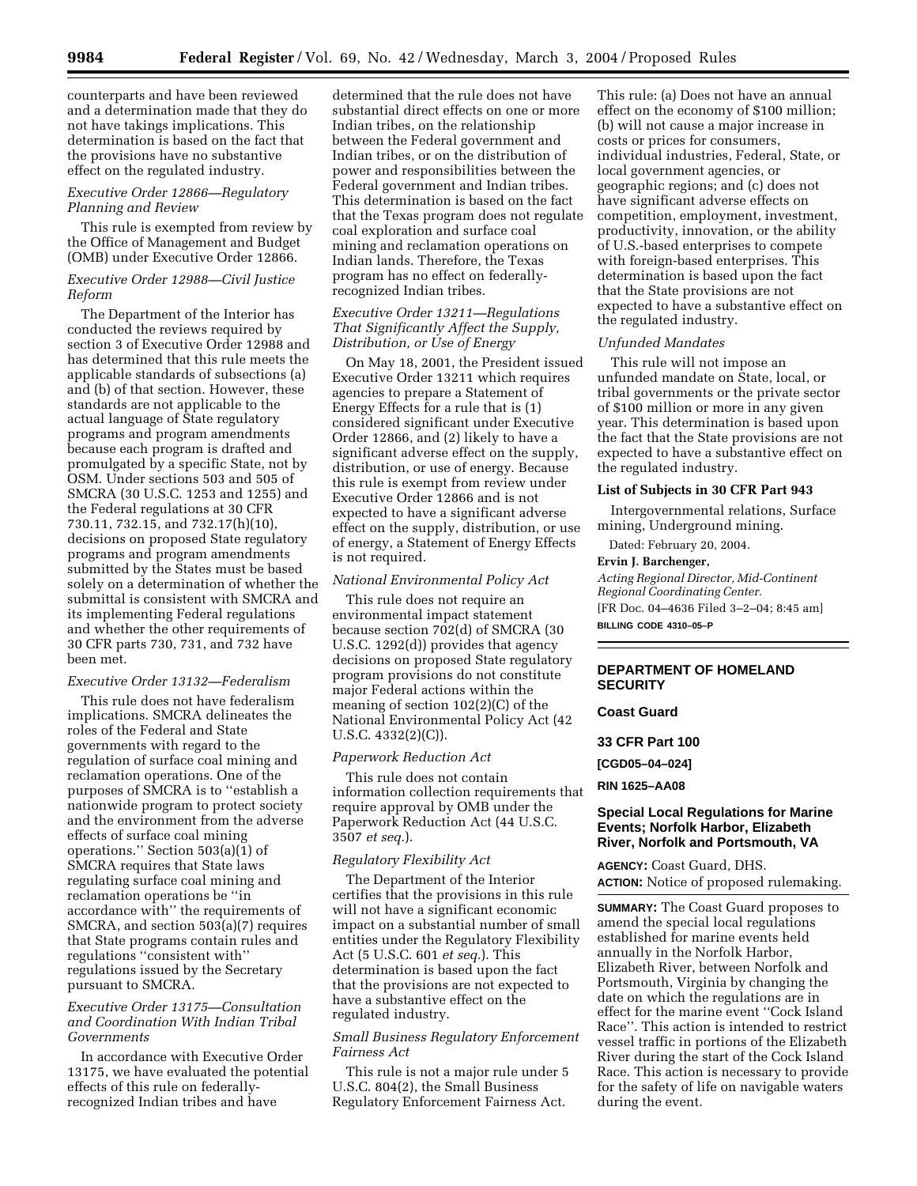counterparts and have been reviewed and a determination made that they do not have takings implications. This determination is based on the fact that the provisions have no substantive effect on the regulated industry.

*Executive Order 12866—Regulatory Planning and Review*

This rule is exempted from review by the Office of Management and Budget (OMB) under Executive Order 12866.

*Executive Order 12988—Civil Justice Reform*

The Department of the Interior has conducted the reviews required by section 3 of Executive Order 12988 and has determined that this rule meets the applicable standards of subsections (a) and (b) of that section. However, these standards are not applicable to the actual language of State regulatory programs and program amendments because each program is drafted and promulgated by a specific State, not by OSM. Under sections 503 and 505 of SMCRA (30 U.S.C. 1253 and 1255) and the Federal regulations at 30 CFR 730.11, 732.15, and 732.17(h)(10), decisions on proposed State regulatory programs and program amendments submitted by the States must be based solely on a determination of whether the submittal is consistent with SMCRA and its implementing Federal regulations and whether the other requirements of 30 CFR parts 730, 731, and 732 have been met.

*Executive Order 13132—Federalism*

This rule does not have federalism implications. SMCRA delineates the roles of the Federal and State governments with regard to the regulation of surface coal mining and reclamation operations. One of the purposes of SMCRA is to "establish a nationwide program to protect society and the environment from the adverse effects of surface coal mining operations." Section 503(a)(1) of SMCRA requires that State laws regulating surface coal mining and reclamation operations be "in accordance with" the requirements of SMCRA, and section 503(a)(7) requires that State programs contain rules and regulations "consistent with" regulations issued by the Secretary pursuant to SMCRA.

*Executive Order 13175—Consultation and Coordination With Indian Tribal Governments*

In accordance with Executive Order 13175, we have evaluated the potential effects of this rule on federally-recognized Indian tribes and have determined that the rule does not have substantial direct effects on one or more Indian tribes, on the relationship between the Federal government and Indian tribes, or on the distribution of power and responsibilities between the Federal government and Indian tribes. This determination is based on the fact that the Texas program does not regulate coal exploration and surface coal mining and reclamation operations on Indian lands. Therefore, the Texas program has no effect on federally-recognized Indian tribes.

*Executive Order 13211—Regulations That Significantly Affect the Supply, Distribution, or Use of Energy*

On May 18, 2001, the President issued Executive Order 13211 which requires agencies to prepare a Statement of Energy Effects for a rule that is (1) considered significant under Executive Order 12866, and (2) likely to have a significant adverse effect on the supply, distribution, or use of energy. Because this rule is exempt from review under Executive Order 12866 and is not expected to have a significant adverse effect on the supply, distribution, or use of energy, a Statement of Energy Effects is not required.

*National Environmental Policy Act*

This rule does not require an environmental impact statement because section 702(d) of SMCRA (30 U.S.C. 1292(d)) provides that agency decisions on proposed State regulatory program provisions do not constitute major Federal actions within the meaning of section 102(2)(C) of the National Environmental Policy Act (42 U.S.C. 4332(2)(C)).

*Paperwork Reduction Act*

This rule does not contain information collection requirements that require approval by OMB under the Paperwork Reduction Act (44 U.S.C. 3507 *et seq.*).

*Regulatory Flexibility Act*

The Department of the Interior certifies that the provisions in this rule will not have a significant economic impact on a substantial number of small entities under the Regulatory Flexibility Act (5 U.S.C. 601 *et seq.*). This determination is based upon the fact that the provisions are not expected to have a substantive effect on the regulated industry.

*Small Business Regulatory Enforcement Fairness Act*

This rule is not a major rule under 5 U.S.C. 804(2), the Small Business Regulatory Enforcement Fairness Act. This rule: (a) Does not have an annual effect on the economy of $100 million; (b) will not cause a major increase in costs or prices for consumers, individual industries, Federal, State, or local government agencies, or geographic regions; and (c) does not have significant adverse effects on competition, employment, investment, productivity, innovation, or the ability of U.S.-based enterprises to compete with foreign-based enterprises. This determination is based upon the fact that the State provisions are not expected to have a substantive effect on the regulated industry.

*Unfunded Mandates*

This rule will not impose an unfunded mandate on State, local, or tribal governments or the private sector of $100 million or more in any given year. This determination is based upon the fact that the State provisions are not expected to have a substantive effect on the regulated industry.

**List of Subjects in 30 CFR Part 943**

Intergovernmental relations, Surface mining, Underground mining.

Dated: February 20, 2004.

**Ervin J. Barchenger,**

*Acting Regional Director, Mid-Continent Regional Coordinating Center.*

[FR Doc. 04–4636 Filed 3–2–04; 8:45 am]

**BILLING CODE 4310–05–P**

---

## DEPARTMENT OF HOMELAND SECURITY

### Coast Guard

### 33 CFR Part 100

**[CGD05–04–024]**

**RIN 1625–AA08**

### Special Local Regulations for Marine Events; Norfolk Harbor, Elizabeth River, Norfolk and Portsmouth, VA

**AGENCY:** Coast Guard, DHS.

**ACTION:** Notice of proposed rulemaking.

---

**SUMMARY:** The Coast Guard proposes to amend the special local regulations established for marine events held annually in the Norfolk Harbor, Elizabeth River, between Norfolk and Portsmouth, Virginia by changing the date on which the regulations are in effect for the marine event "Cock Island Race". This action is intended to restrict vessel traffic in portions of the Elizabeth River during the start of the Cock Island Race. This action is necessary to provide for the safety of life on navigable waters during the event.